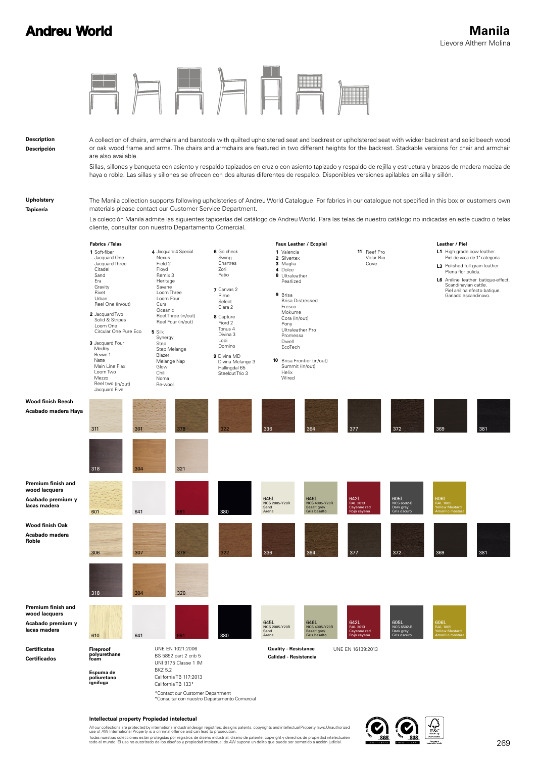# Andreu World

# Manila

Lievore Altherr Molina

**Description**
**Descripción**

A collection of chairs, armchairs and barstools with quilted upholstered seat and backrest or upholstered seat with wicker backrest and solid beech wood or oak wood frame and arms. The chairs and armchairs are featured in two different heights for the backrest. Stackable versions for chair and armchair are also available.

Sillas, sillones y banqueta con asiento y respaldo tapizados en cruz o con asiento tapizado y respaldo de rejilla y estructura y brazos de madera maciza de haya o roble. Las sillas y sillones se ofrecen con dos alturas diferentes de respaldo. Disponibles versiones apilables en silla y sillón.

**Upholstery**
**Tapicería**

The Manila collection supports following upholsteries of Andreu World Catalogue. For fabrics in our catalogue not specified in this box or customers own materials please contact our Customer Service Department.

La colección Manila admite las siguientes tapicerías del catálogo de Andreu World. Para las telas de nuestro catálogo no indicadas en este cuadro o telas cliente, consultar con nuestro Departamento Comercial.

**Fabrics / Telas**

**1** Soft-fiber, Jacquard One, Jacquard Three, Citadel, Sand, Era, Gravity, Rivet, Urban, Reel One (in/out)

**2** Jacquard Two, Solid & Stripes, Loom One, Circular One Pure Eco

**3** Jacquard Four, Medley, Revive 1, Natte, Main Line Flax, Loom Two, Mezzo, Reel two (in/out), Jacquard Five

**4** Jacquard 4 Special, Nexus, Field 2, Floyd, Remix 3, Heritage, Savane, Loom Three, Loom Four, Cura, Oceanic, Reel Three (in/out), Reel Four (in/out)

**5** Silk, Synergy, Step, Step Melange, Blazer, Melange Nap, Glow, Chili, Noma, Re-wool

**6** Go check, Swing, Chartres, Zori, Patio

**7** Canvas 2, Rime, Select, Clara 2

**8** Capture, Fiord 2, Tonus 4, Divina 3, Lopi, Domino

**9** Divina MD, Divina Melange 3, Hallingdal 65, Steelcut Trio 3

**Faux Leather / Ecopiel**

**1** Valencia
**2** Silvertex
**3** Maglia
**4** Dolce
**8** Ultraleather, Pearlized

**9** Brisa, Brisa Distressed, Fresco, Mokume, Cora (in/out), Pony, Ultraleather Pro, Promessa, Dwell, EcoTech

**10** Brisa Frontier (in/out), Summit (in/out), Helix, Wired

**11** Reef Pro, Volar Bio, Cove

**Leather / Piel**

**L1** High grade cow leather. Piel de vaca de 1ª categoría.

**L3** Polished full grain leather. Plena flor pulida.

**L6** Aniline leather batique-effect. Scandinavian cattle. Piel anilina efecto batique. Ganado escandinavo.

**Wood finish Beech**
**Acabado madera Haya**

311, 301, 378, 322, 336, 364, 377, 372, 369, 381, 318, 304, 321

**Premium finish and wood lacquers**
**Acabado premium y lacas madera**

601, 641, 661, 380, 645L NCS 2005-Y20R Sand Arena, 646L NCS 4005-Y20R Basalt grey Gris basalto, 642L RAL 3013 Cayenne red Rojo cayena, 605L NCS 6502-B Dark grey Gris oscuro, 606L RAL 1005 Yellow Mustard Amarillo mostaza

**Wood finish Oak**
**Acabado madera Roble**

306, 307, 378, 322, 336, 364, 377, 372, 369, 381, 318, 304, 320

**Premium finish and wood lacquers**
**Acabado premium y lacas madera**

610, 641, 661, 380, 645L NCS 2005-Y20R Sand Arena, 646L NCS 4005-Y20R Basalt grey Gris basalto, 642L RAL 3013 Cayenne red Rojo cayena, 605L NCS 6502-B Dark grey Gris oscuro, 606L RAL 1005 Yellow Mustard Amarillo mostaza

**Certificates**
**Certificados**

**Fireproof polyurethane foam**
**Espuma de poliuretano ignífuga**

UNE EN 1021:2006
BS 5852 part 2 crib 5
UNI 9175 Classe 1 IM
BKZ 5.2
California TB 117:2013
California TB 133*

*Contact our Customer Department
*Consultar con nuestro Departamento Comercial

**Quality - Resistance**
**Calidad - Resistencia**

UNE EN 16139:2013

**Intellectual property Propiedad intelectual**

All our collections are protected by international industrial design registries, designs patents, copyrights and intellectual Property laws.Unauthorized use of AW International Property is a criminal offence and can lead to prosecution.

Todas nuestras colecciones están protegidas por registros de diseño industrial, diseño de patente, copyright y derechos de propiedad intelectuales todo el mundo. El uso no autorizado de los diseños y propiedad intelectual de AW supone un delito que puede ser sometido a acción judicial.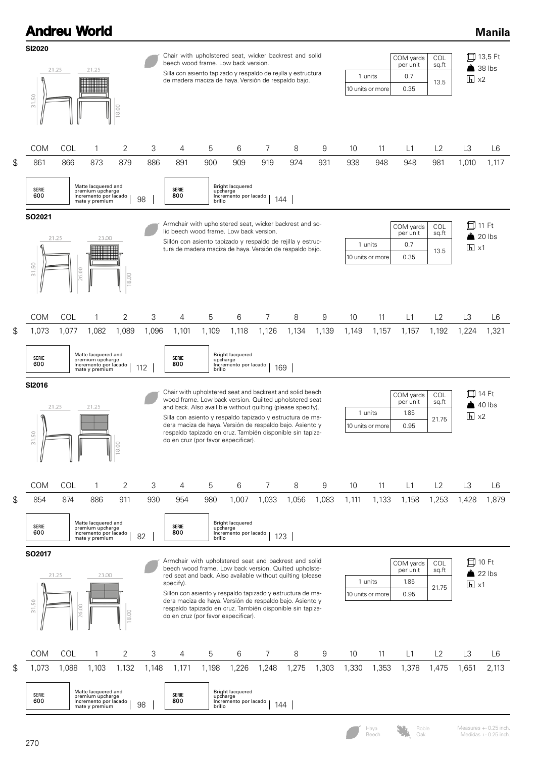# Andreu World

## Manila

### SI2020

21.25 | 21.25 | 31.50 | 18.00

Chair with upholstered seat, wicker backrest and solid beech wood frame. Low back version.

Silla con asiento tapizado y respaldo de rejilla y estructura de madera maciza de haya. Versión de respaldo bajo.

| | COM yards per unit | COL sq.ft |
|---|---|---|
| 1 units | 0.7 | 13.5 |
| 10 units or more | 0.35 | |

13,5 Ft
38 lbs
x2

| | COM | COL | 1 | 2 | 3 | 4 | 5 | 6 | 7 | 8 | 9 | 10 | 11 | L1 | L2 | L3 | L6 |
|---|---|---|---|---|---|---|---|---|---|---|---|---|---|---|---|---|---|
| $ | 861 | 866 | 873 | 879 | 886 | 891 | 900 | 909 | 919 | 924 | 931 | 938 | 948 | 948 | 981 | 1,010 | 1,117 |

SERIE 600 — Matte lacquered and premium upcharge / Incremento por lacado mate y premium: 98

SERIE 800 — Bright lacquered upcharge / Incremento por lacado brillo: 144

### SO2021

21.25 | 23.00 | 31.50 | 26.00 | 18.00

Armchair with upholstered seat, wicker backrest and solid beech wood frame. Low back version.

Sillón con asiento tapizado y respaldo de rejilla y estructura de madera maciza de haya. Versión de respaldo bajo.

| | COM yards per unit | COL sq.ft |
|---|---|---|
| 1 units | 0.7 | 13.5 |
| 10 units or more | 0.35 | |

11 Ft
20 lbs
x1

| | COM | COL | 1 | 2 | 3 | 4 | 5 | 6 | 7 | 8 | 9 | 10 | 11 | L1 | L2 | L3 | L6 |
|---|---|---|---|---|---|---|---|---|---|---|---|---|---|---|---|---|---|
| $ | 1,073 | 1,077 | 1,082 | 1,089 | 1,096 | 1,101 | 1,109 | 1,118 | 1,126 | 1,134 | 1,139 | 1,149 | 1,157 | 1,157 | 1,192 | 1,224 | 1,321 |

SERIE 600 — Matte lacquered and premium upcharge / Incremento por lacado mate y premium: 112

SERIE 800 — Bright lacquered upcharge / Incremento por lacado brillo: 169

### SI2016

21.25 | 21.25 | 31.50 | 18.00

Chair with upholstered seat and backrest and solid beech wood frame. Low back version. Quilted upholstered seat and back. Also avail ble without quilting (please specify).

Silla con asiento y respaldo tapizado y estructura de madera maciza de haya. Versión de respaldo bajo. Asiento y respaldo tapizado en cruz. También disponible sin tapizado en cruz (por favor especificar).

| | COM yards per unit | COL sq.ft |
|---|---|---|
| 1 units | 1.85 | 21.75 |
| 10 units or more | 0.95 | |

14 Ft
40 lbs
x2

| | COM | COL | 1 | 2 | 3 | 4 | 5 | 6 | 7 | 8 | 9 | 10 | 11 | L1 | L2 | L3 | L6 |
|---|---|---|---|---|---|---|---|---|---|---|---|---|---|---|---|---|---|
| $ | 854 | 874 | 886 | 911 | 930 | 954 | 980 | 1,007 | 1,033 | 1,056 | 1,083 | 1,111 | 1,133 | 1,158 | 1,253 | 1,428 | 1,879 |

SERIE 600 — Matte lacquered and premium upcharge / Incremento por lacado mate y premium: 82

SERIE 800 — Bright lacquered upcharge / Incremento por lacado brillo: 123

### SO2017

21.25 | 23.00 | 31.50 | 26.00 | 18.00

Armchair with upholstered seat and backrest and solid beech wood frame. Low back version. Quilted upholstered seat and back. Also available without quilting (please specify).

Sillón con asiento y respaldo tapizado y estructura de madera maciza de haya. Versión de respaldo bajo. Asiento y respaldo tapizado en cruz. También disponible sin tapizado en cruz (por favor especificar).

| | COM yards per unit | COL sq.ft |
|---|---|---|
| 1 units | 1.85 | 21.75 |
| 10 units or more | 0.95 | |

10 Ft
22 lbs
x1

| | COM | COL | 1 | 2 | 3 | 4 | 5 | 6 | 7 | 8 | 9 | 10 | 11 | L1 | L2 | L3 | L6 |
|---|---|---|---|---|---|---|---|---|---|---|---|---|---|---|---|---|---|
| $ | 1,073 | 1,088 | 1,103 | 1,132 | 1,148 | 1,171 | 1,198 | 1,226 | 1,248 | 1,275 | 1,303 | 1,330 | 1,353 | 1,378 | 1,475 | 1,651 | 2,113 |

SERIE 600 — Matte lacquered and premium upcharge / Incremento por lacado mate y premium: 98

SERIE 800 — Bright lacquered upcharge / Incremento por lacado brillo: 144

Haya / Beech — Roble / Oak

Measures +- 0.25 inch.
Medidas +- 0.25 inch.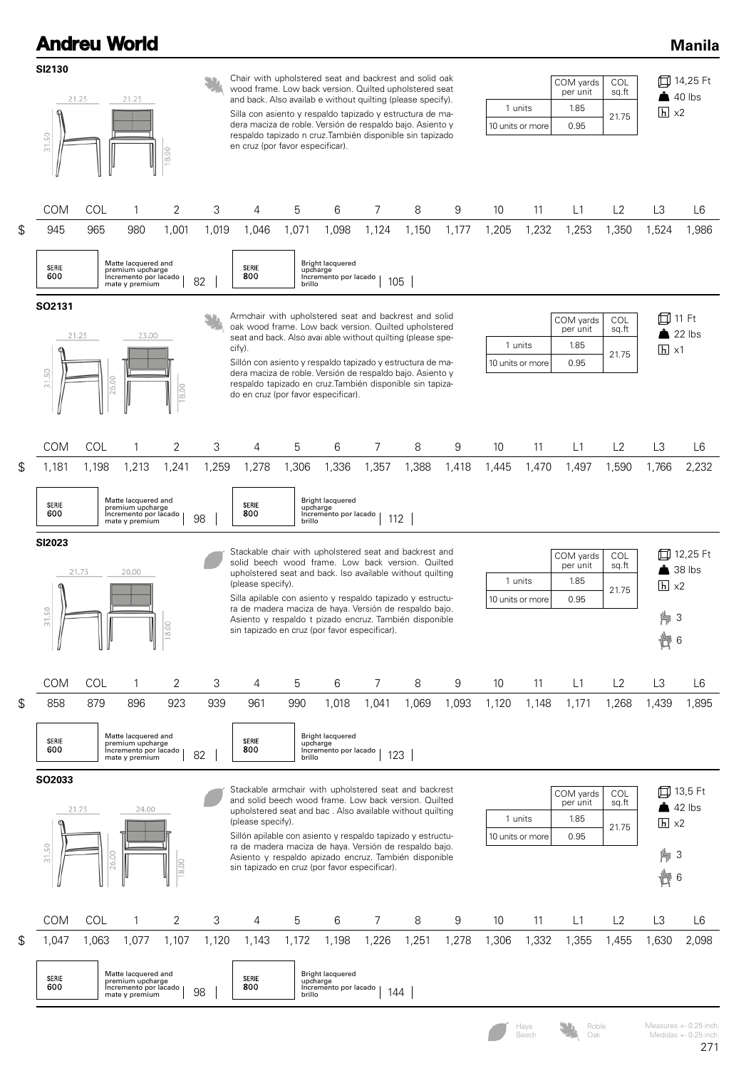# Andreu World

## Manila

### SI2130

21.25 | 21.25 | 31.50 | 18.00

Chair with upholstered seat and backrest and solid oak wood frame. Low back version. Quilted upholstered seat and back. Also availab e without quilting (please specify).

Silla con asiento y respaldo tapizado y estructura de madera maciza de roble. Versión de respaldo bajo. Asiento y respaldo tapizado n cruz.También disponible sin tapizado en cruz (por favor especificar).

| | COM yards per unit | COL sq.ft |
|---|---|---|
| 1 units | 1.85 | 21.75 |
| 10 units or more | 0.95 | |

14,25 Ft
40 lbs
x2

| | COM | COL | 1 | 2 | 3 | 4 | 5 | 6 | 7 | 8 | 9 | 10 | 11 | L1 | L2 | L3 | L6 |
|---|---|---|---|---|---|---|---|---|---|---|---|---|---|---|---|---|---|
| $ | 945 | 965 | 980 | 1,001 | 1,019 | 1,046 | 1,071 | 1,098 | 1,124 | 1,150 | 1,177 | 1,205 | 1,232 | 1,253 | 1,350 | 1,524 | 1,986 |

SERIE 600 — Matte lacquered and premium upcharge / Incremento por lacado mate y premium: 82

SERIE 800 — Bright lacquered upcharge / Incremento por lacado brillo: 105

### SO2131

21.25 | 23.00 | 31.50 | 26.00 | 18.00

Armchair with upholstered seat and backrest and solid oak wood frame. Low back version. Quilted upholstered seat and back. Also avai able without quilting (please specify).

Sillón con asiento y respaldo tapizado y estructura de madera maciza de roble. Versión de respaldo bajo. Asiento y respaldo tapizado en cruz.También disponible sin tapizado en cruz (por favor especificar).

| | COM yards per unit | COL sq.ft |
|---|---|---|
| 1 units | 1.85 | 21.75 |
| 10 units or more | 0.95 | |

11 Ft
22 lbs
x1

| | COM | COL | 1 | 2 | 3 | 4 | 5 | 6 | 7 | 8 | 9 | 10 | 11 | L1 | L2 | L3 | L6 |
|---|---|---|---|---|---|---|---|---|---|---|---|---|---|---|---|---|---|
| $ | 1,181 | 1,198 | 1,213 | 1,241 | 1,259 | 1,278 | 1,306 | 1,336 | 1,357 | 1,388 | 1,418 | 1,445 | 1,470 | 1,497 | 1,590 | 1,766 | 2,232 |

SERIE 600 — Matte lacquered and premium upcharge / Incremento por lacado mate y premium: 98

SERIE 800 — Bright lacquered upcharge / Incremento por lacado brillo: 112

### SI2023

21.75 | 20.00 | 31.50 | 18.00

Stackable chair with upholstered seat and backrest and solid beech wood frame. Low back version. Quilted upholstered seat and back. Iso available without quilting (please specify).

Silla apilable con asiento y respaldo tapizado y estructura de madera maciza de haya. Versión de respaldo bajo. Asiento y respaldo t pizado encruz. También disponible sin tapizado en cruz (por favor especificar).

| | COM yards per unit | COL sq.ft |
|---|---|---|
| 1 units | 1.85 | 21.75 |
| 10 units or more | 0.95 | |

12,25 Ft
38 lbs
x2
3
6

| | COM | COL | 1 | 2 | 3 | 4 | 5 | 6 | 7 | 8 | 9 | 10 | 11 | L1 | L2 | L3 | L6 |
|---|---|---|---|---|---|---|---|---|---|---|---|---|---|---|---|---|---|
| $ | 858 | 879 | 896 | 923 | 939 | 961 | 990 | 1,018 | 1,041 | 1,069 | 1,093 | 1,120 | 1,148 | 1,171 | 1,268 | 1,439 | 1,895 |

SERIE 600 — Matte lacquered and premium upcharge / Incremento por lacado mate y premium: 82

SERIE 800 — Bright lacquered upcharge / Incremento por lacado brillo: 123

### SO2033

21.75 | 24.00 | 31.50 | 26.00 | 18.00

Stackable armchair with upholstered seat and backrest and solid beech wood frame. Low back version. Quilted upholstered seat and bac . Also available without quilting (please specify).

Sillón apilable con asiento y respaldo tapizado y estructura de madera maciza de haya. Versión de respaldo bajo. Asiento y respaldo apizado encruz. También disponible sin tapizado en cruz (por favor especificar).

| | COM yards per unit | COL sq.ft |
|---|---|---|
| 1 units | 1.85 | 21.75 |
| 10 units or more | 0.95 | |

13,5 Ft
42 lbs
x2
3
6

| | COM | COL | 1 | 2 | 3 | 4 | 5 | 6 | 7 | 8 | 9 | 10 | 11 | L1 | L2 | L3 | L6 |
|---|---|---|---|---|---|---|---|---|---|---|---|---|---|---|---|---|---|
| $ | 1,047 | 1,063 | 1,077 | 1,107 | 1,120 | 1,143 | 1,172 | 1,198 | 1,226 | 1,251 | 1,278 | 1,306 | 1,332 | 1,355 | 1,455 | 1,630 | 2,098 |

SERIE 600 — Matte lacquered and premium upcharge / Incremento por lacado mate y premium: 98

SERIE 800 — Bright lacquered upcharge / Incremento por lacado brillo: 144

Haya / Beech — Roble / Oak

Measures +- 0.25 inch.
Medidas +- 0.25 inch.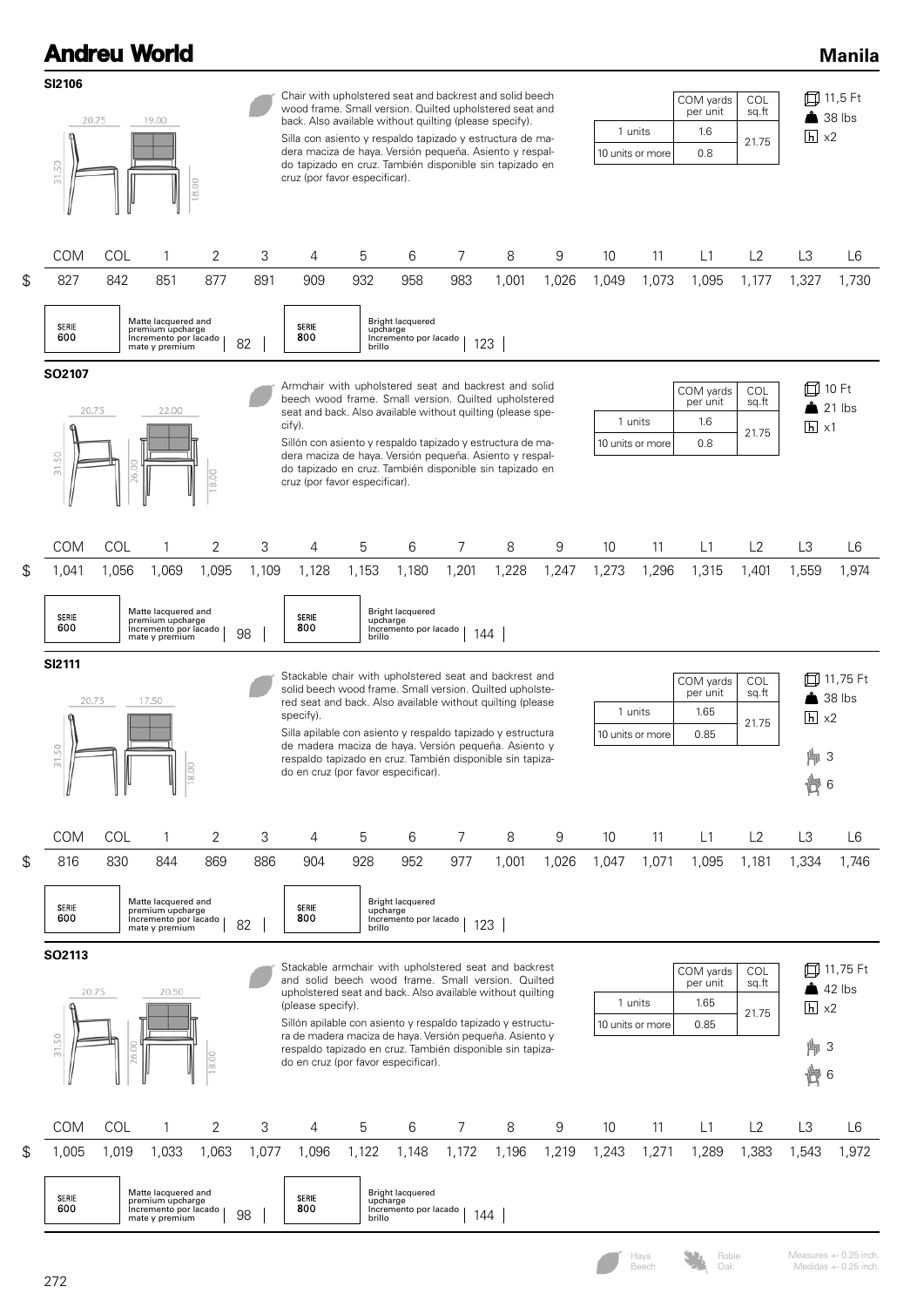# Andreu World

## Manila

### SI2106

20.75 | 19.00 | 31.50 | 18.00

Chair with upholstered seat and backrest and solid beech wood frame. Small version. Quilted upholstered seat and back. Also available without quilting (please specify).

Silla con asiento y respaldo tapizado y estructura de madera maciza de haya. Versión pequeña. Asiento y respaldo tapizado en cruz. También disponible sin tapizado en cruz (por favor especificar).

| | COM yards per unit | COL sq.ft |
|---|---|---|
| 1 units | 1.6 | 21.75 |
| 10 units or more | 0.8 | |

11,5 Ft · 38 lbs · x2

| | COM | COL | 1 | 2 | 3 | 4 | 5 | 6 | 7 | 8 | 9 | 10 | 11 | L1 | L2 | L3 | L6 |
|---|---|---|---|---|---|---|---|---|---|---|---|---|---|---|---|---|---|
| $ | 827 | 842 | 851 | 877 | 891 | 909 | 932 | 958 | 983 | 1,001 | 1,026 | 1,049 | 1,073 | 1,095 | 1,177 | 1,327 | 1,730 |

SERIE 600 — Matte lacquered and premium upcharge / Incremento por lacado mate y premium: 82

SERIE 800 — Bright lacquered upcharge / Incremento por lacado brillo: 123

### SO2107

20.75 | 22.00 | 31.50 | 26.00 | 18.00

Armchair with upholstered seat and backrest and solid beech wood frame. Small version. Quilted upholstered seat and back. Also available without quilting (please specify).

Sillón con asiento y respaldo tapizado y estructura de madera maciza de haya. Versión pequeña. Asiento y respaldo tapizado en cruz. También disponible sin tapizado en cruz (por favor especificar).

| | COM yards per unit | COL sq.ft |
|---|---|---|
| 1 units | 1.6 | 21.75 |
| 10 units or more | 0.8 | |

10 Ft · 21 lbs · x1

| | COM | COL | 1 | 2 | 3 | 4 | 5 | 6 | 7 | 8 | 9 | 10 | 11 | L1 | L2 | L3 | L6 |
|---|---|---|---|---|---|---|---|---|---|---|---|---|---|---|---|---|---|
| $ | 1,041 | 1,056 | 1,069 | 1,095 | 1,109 | 1,128 | 1,153 | 1,180 | 1,201 | 1,228 | 1,247 | 1,273 | 1,296 | 1,315 | 1,401 | 1,559 | 1,974 |

SERIE 600 — Matte lacquered and premium upcharge / Incremento por lacado mate y premium: 98

SERIE 800 — Bright lacquered upcharge / Incremento por lacado brillo: 144

### SI2111

20.75 | 17.50 | 31.50 | 18.00

Stackable chair with upholstered seat and backrest and solid beech wood frame. Small version. Quilted upholstered seat and back. Also available without quilting (please specify).

Silla apilable con asiento y respaldo tapizado y estructura de madera maciza de haya. Versión pequeña. Asiento y respaldo tapizado en cruz. También disponible sin tapizado en cruz (por favor especificar).

| | COM yards per unit | COL sq.ft |
|---|---|---|
| 1 units | 1.65 | 21.75 |
| 10 units or more | 0.85 | |

11,75 Ft · 38 lbs · x2 · 3 · 6

| | COM | COL | 1 | 2 | 3 | 4 | 5 | 6 | 7 | 8 | 9 | 10 | 11 | L1 | L2 | L3 | L6 |
|---|---|---|---|---|---|---|---|---|---|---|---|---|---|---|---|---|---|
| $ | 816 | 830 | 844 | 869 | 886 | 904 | 928 | 952 | 977 | 1,001 | 1,026 | 1,047 | 1,071 | 1,095 | 1,181 | 1,334 | 1,746 |

SERIE 600 — Matte lacquered and premium upcharge / Incremento por lacado mate y premium: 82

SERIE 800 — Bright lacquered upcharge / Incremento por lacado brillo: 123

### SO2113

20.75 | 20.50 | 31.50 | 26.00 | 18.00

Stackable armchair with upholstered seat and backrest and solid beech wood frame. Small version. Quilted upholstered seat and back. Also available without quilting (please specify).

Sillón apilable con asiento y respaldo tapizado y estructura de madera maciza de haya. Versión pequeña. Asiento y respaldo tapizado en cruz. También disponible sin tapizado en cruz (por favor especificar).

| | COM yards per unit | COL sq.ft |
|---|---|---|
| 1 units | 1.65 | 21.75 |
| 10 units or more | 0.85 | |

11,75 Ft · 42 lbs · x2 · 3 · 6

| | COM | COL | 1 | 2 | 3 | 4 | 5 | 6 | 7 | 8 | 9 | 10 | 11 | L1 | L2 | L3 | L6 |
|---|---|---|---|---|---|---|---|---|---|---|---|---|---|---|---|---|---|
| $ | 1,005 | 1,019 | 1,033 | 1,063 | 1,077 | 1,096 | 1,122 | 1,148 | 1,172 | 1,196 | 1,219 | 1,243 | 1,271 | 1,289 | 1,383 | 1,543 | 1,972 |

SERIE 600 — Matte lacquered and premium upcharge / Incremento por lacado mate y premium: 98

SERIE 800 — Bright lacquered upcharge / Incremento por lacado brillo: 144

Haya / Beech · Roble / Oak

Measures +- 0.25 inch. / Medidas +- 0.25 inch.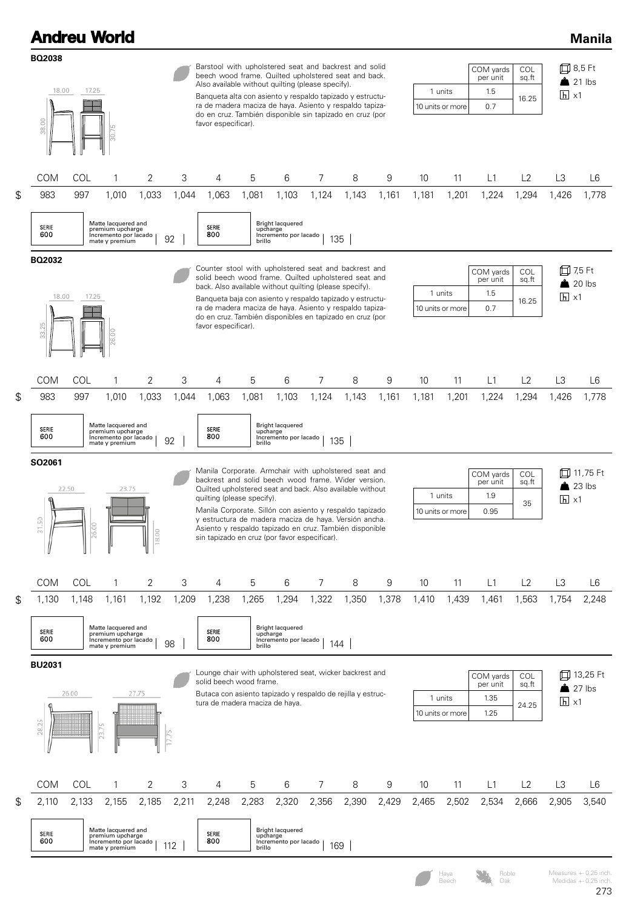# Andreu World

## Manila

### BQ2038

18.00 | 17.25 | 38.00 | 30.75

Barstool with upholstered seat and backrest and solid beech wood frame. Quilted upholstered seat and back. Also available without quilting (please specify).

Banqueta alta con asiento y respaldo tapizado y estructura de madera maciza de haya. Asiento y respaldo tapizado en cruz. También disponible sin tapizado en cruz (por favor especificar).

| | COM yards per unit | COL sq.ft |
|---|---|---|
| 1 units | 1.5 | 16.25 |
| 10 units or more | 0.7 | |

8,5 Ft | 21 lbs | x1

| | COM | COL | 1 | 2 | 3 | 4 | 5 | 6 | 7 | 8 | 9 | 10 | 11 | L1 | L2 | L3 | L6 |
|---|---|---|---|---|---|---|---|---|---|---|---|---|---|---|---|---|---|
| $ | 983 | 997 | 1,010 | 1,033 | 1,044 | 1,063 | 1,081 | 1,103 | 1,124 | 1,143 | 1,161 | 1,181 | 1,201 | 1,224 | 1,294 | 1,426 | 1,778 |

SERIE 600 — Matte lacquered and premium upcharge / Incremento por lacado mate y premium: 92

SERIE 800 — Bright lacquered upcharge / Incremento por lacado brillo: 135

### BQ2032

18.00 | 17.25 | 33.25 | 26.00

Counter stool with upholstered seat and backrest and solid beech wood frame. Quilted upholstered seat and back. Also available without quilting (please specify).

Banqueta baja con asiento y respaldo tapizado y estructura de madera maciza de haya. Asiento y respaldo tapizado en cruz. También disponibles en tapizado en cruz (por favor especificar).

| | COM yards per unit | COL sq.ft |
|---|---|---|
| 1 units | 1.5 | 16.25 |
| 10 units or more | 0.7 | |

7,5 Ft | 20 lbs | x1

| | COM | COL | 1 | 2 | 3 | 4 | 5 | 6 | 7 | 8 | 9 | 10 | 11 | L1 | L2 | L3 | L6 |
|---|---|---|---|---|---|---|---|---|---|---|---|---|---|---|---|---|---|
| $ | 983 | 997 | 1,010 | 1,033 | 1,044 | 1,063 | 1,081 | 1,103 | 1,124 | 1,143 | 1,161 | 1,181 | 1,201 | 1,224 | 1,294 | 1,426 | 1,778 |

SERIE 600 — Matte lacquered and premium upcharge / Incremento por lacado mate y premium: 92

SERIE 800 — Bright lacquered upcharge / Incremento por lacado brillo: 135

### SO2061

22.50 | 23.75 | 31.50 | 26.00 | 18.00

Manila Corporate. Armchair with upholstered seat and backrest and solid beech wood frame. Wider version. Quilted upholstered seat and back. Also available without quilting (please specify).

Manila Corporate. Sillón con asiento y respaldo tapizado y estructura de madera maciza de haya. Versión ancha. Asiento y respaldo tapizado en cruz. También disponible sin tapizado en cruz (por favor especificar).

| | COM yards per unit | COL sq.ft |
|---|---|---|
| 1 units | 1.9 | 35 |
| 10 units or more | 0.95 | |

11,75 Ft | 23 lbs | x1

| | COM | COL | 1 | 2 | 3 | 4 | 5 | 6 | 7 | 8 | 9 | 10 | 11 | L1 | L2 | L3 | L6 |
|---|---|---|---|---|---|---|---|---|---|---|---|---|---|---|---|---|---|
| $ | 1,130 | 1,148 | 1,161 | 1,192 | 1,209 | 1,238 | 1,265 | 1,294 | 1,322 | 1,350 | 1,378 | 1,410 | 1,439 | 1,461 | 1,563 | 1,754 | 2,248 |

SERIE 600 — Matte lacquered and premium upcharge / Incremento por lacado mate y premium: 98

SERIE 800 — Bright lacquered upcharge / Incremento por lacado brillo: 144

### BU2031

26.00 | 27.75 | 28.25 | 23.75 | 17.75

Lounge chair with upholstered seat, wicker backrest and solid beech wood frame.

Butaca con asiento tapizado y respaldo de rejilla y estructura de madera maciza de haya.

| | COM yards per unit | COL sq.ft |
|---|---|---|
| 1 units | 1.35 | 24.25 |
| 10 units or more | 1.25 | |

13,25 Ft | 27 lbs | x1

| | COM | COL | 1 | 2 | 3 | 4 | 5 | 6 | 7 | 8 | 9 | 10 | 11 | L1 | L2 | L3 | L6 |
|---|---|---|---|---|---|---|---|---|---|---|---|---|---|---|---|---|---|
| $ | 2,110 | 2,133 | 2,155 | 2,185 | 2,211 | 2,248 | 2,283 | 2,320 | 2,356 | 2,390 | 2,429 | 2,465 | 2,502 | 2,534 | 2,666 | 2,905 | 3,540 |

SERIE 600 — Matte lacquered and premium upcharge / Incremento por lacado mate y premium: 112

SERIE 800 — Bright lacquered upcharge / Incremento por lacado brillo: 169

Haya / Beech — Roble / Oak

Measures +- 0.25 inch. Medidas +- 0.25 inch.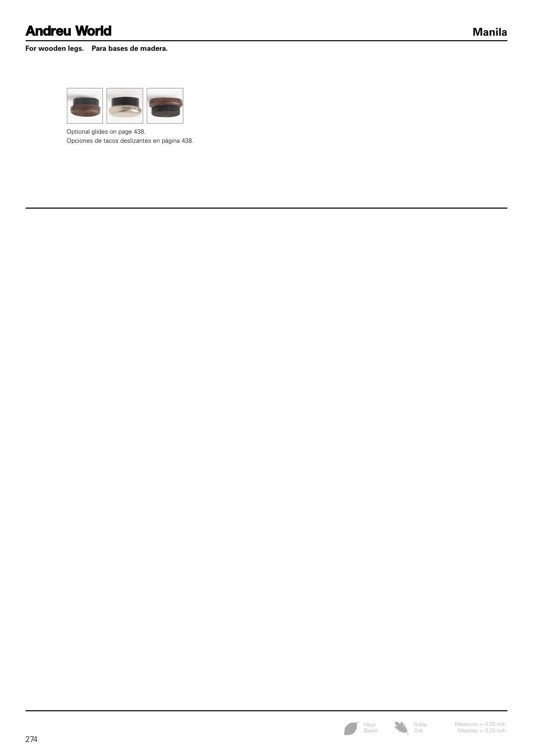**For wooden legs. Para bases de madera.**

Optional glides on page 438.
Opciones de tacos deslizantes en página 438.

Haya
Beech

Roble
Oak

Measures +- 0.25 inch.
Medidas +- 0.25 inch.